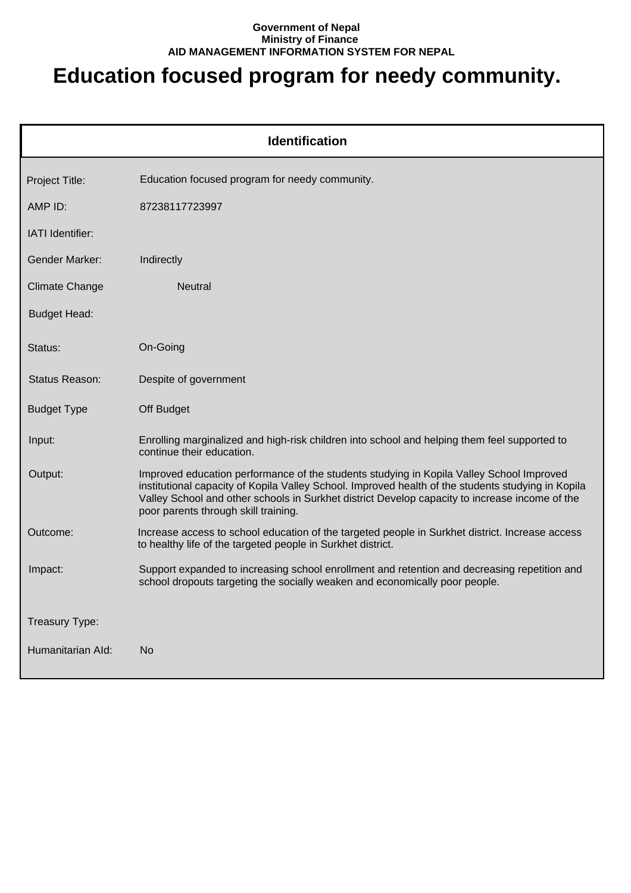**Government of Nepal**
**Ministry of Finance**
**AID MANAGEMENT INFORMATION SYSTEM FOR NEPAL**

# Education focused program for needy community.

## Identification

| | |
|---|---|
| Project Title: | Education focused program for needy community. |
| AMP ID: | 87238117723997 |
| IATI Identifier: | |
| Gender Marker: | Indirectly |
| Climate Change | Neutral |
| Budget Head: | |
| Status: | On-Going |
| Status Reason: | Despite of government |
| Budget Type | Off Budget |
| Input: | Enrolling marginalized and high-risk children into school and helping them feel supported to continue their education. |
| Output: | Improved education performance of the students studying in Kopila Valley School Improved institutional capacity of Kopila Valley School. Improved health of the students studying in Kopila Valley School and other schools in Surkhet district Develop capacity to increase income of the poor parents through skill training. |
| Outcome: | Increase access to school education of the targeted people in Surkhet district. Increase access to healthy life of the targeted people in Surkhet district. |
| Impact: | Support expanded to increasing school enrollment and retention and decreasing repetition and school dropouts targeting the socially weaken and economically poor people. |
| Treasury Type: | |
| Humanitarian AId: | No |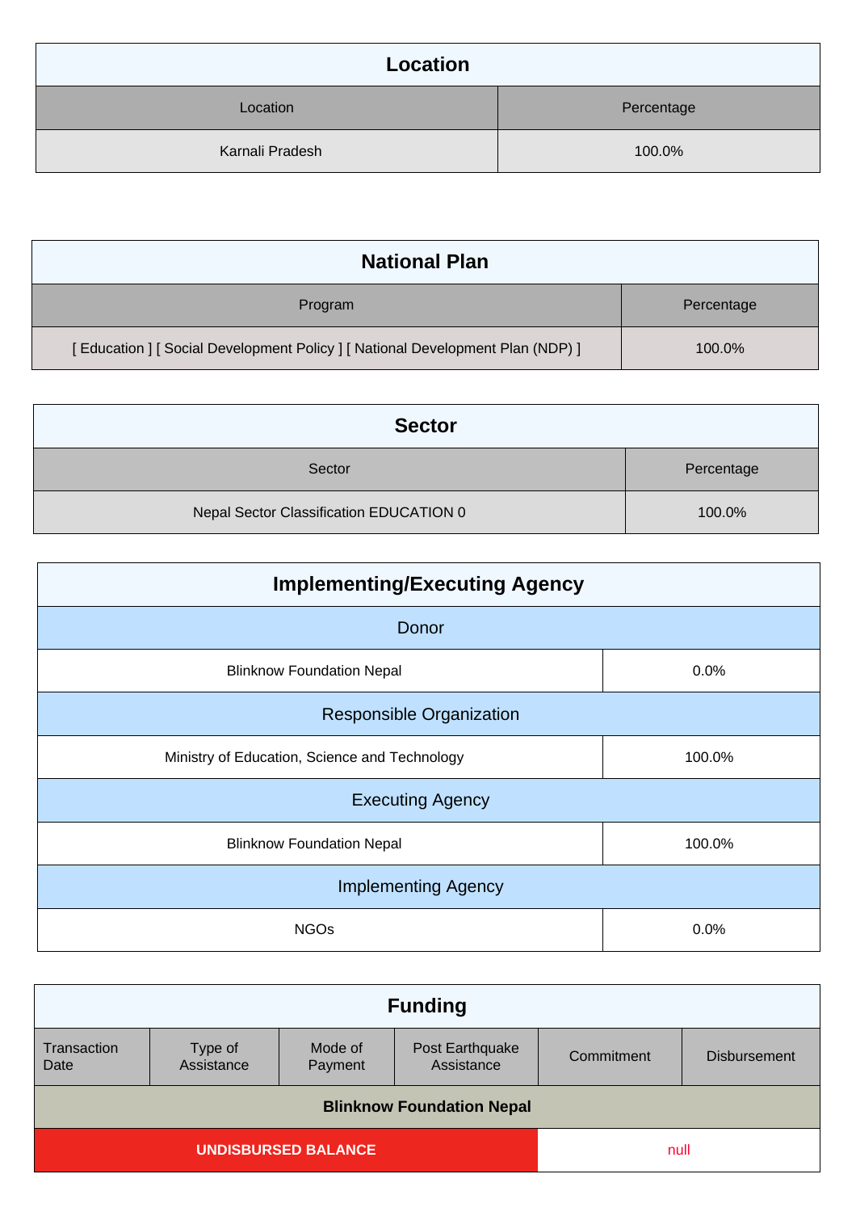| Location | |
| --- | --- |
| Location | Percentage |
| Karnali Pradesh | 100.0% |

| National Plan | |
| --- | --- |
| Program | Percentage |
| [ Education ] [ Social Development Policy ] [ National Development Plan (NDP) ] | 100.0% |

| Sector | |
| --- | --- |
| Sector | Percentage |
| Nepal Sector Classification EDUCATION 0 | 100.0% |

| Implementing/Executing Agency | |
| --- | --- |
| Donor | |
| Blinknow Foundation Nepal | 0.0% |
| Responsible Organization | |
| Ministry of Education, Science and Technology | 100.0% |
| Executing Agency | |
| Blinknow Foundation Nepal | 100.0% |
| Implementing Agency | |
| NGOs | 0.0% |

| Funding | | | | | |
| --- | --- | --- | --- | --- | --- |
| Transaction Date | Type of Assistance | Mode of Payment | Post Earthquake Assistance | Commitment | Disbursement |
| **Blinknow Foundation Nepal** | | | | | |
| **UNDISBURSED BALANCE** | | | | null | |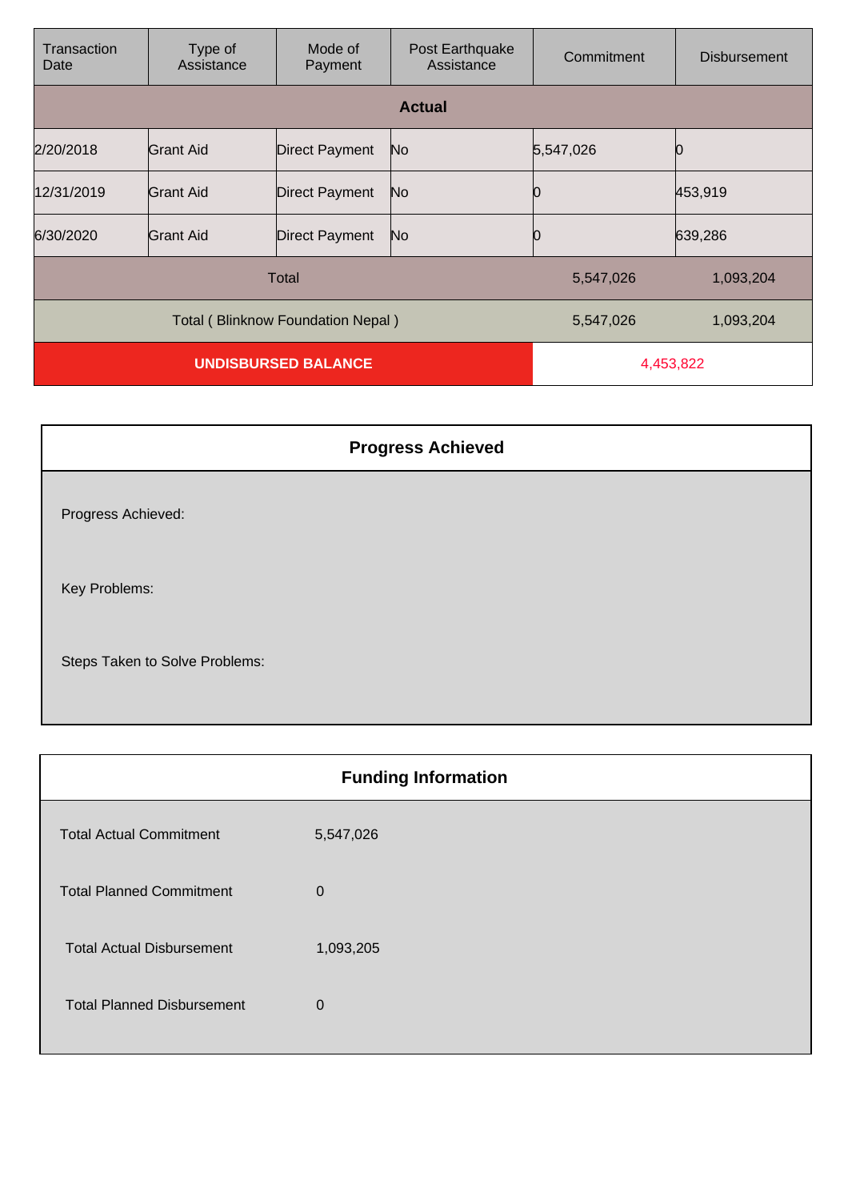| Transaction Date | Type of Assistance | Mode of Payment | Post Earthquake Assistance | Commitment | Disbursement |
|---|---|---|---|---|---|
| **Actual** | | | | | |
| 2/20/2018 | Grant Aid | Direct Payment | No | 5,547,026 | 0 |
| 12/31/2019 | Grant Aid | Direct Payment | No | 0 | 453,919 |
| 6/30/2020 | Grant Aid | Direct Payment | No | 0 | 639,286 |
| Total | | | | 5,547,026 | 1,093,204 |
| Total ( Blinknow Foundation Nepal ) | | | | 5,547,026 | 1,093,204 |
| **UNDISBURSED BALANCE** | | | | 4,453,822 | |

## Progress Achieved

Progress Achieved:

Key Problems:

Steps Taken to Solve Problems:

## Funding Information

| | |
|---|---|
| Total Actual Commitment | 5,547,026 |
| Total Planned Commitment | 0 |
| Total Actual Disbursement | 1,093,205 |
| Total Planned Disbursement | 0 |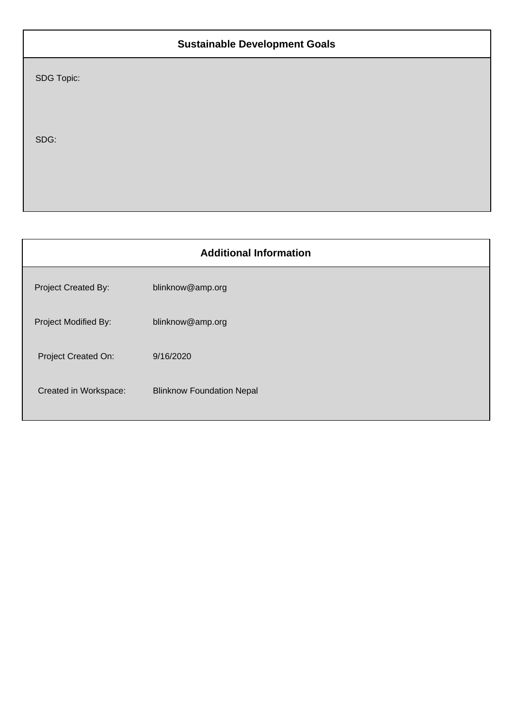## Sustainable Development Goals

SDG Topic:

SDG:

## Additional Information

| | |
|---|---|
| Project Created By: | blinknow@amp.org |
| Project Modified By: | blinknow@amp.org |
| Project Created On: | 9/16/2020 |
| Created in Workspace: | Blinknow Foundation Nepal |